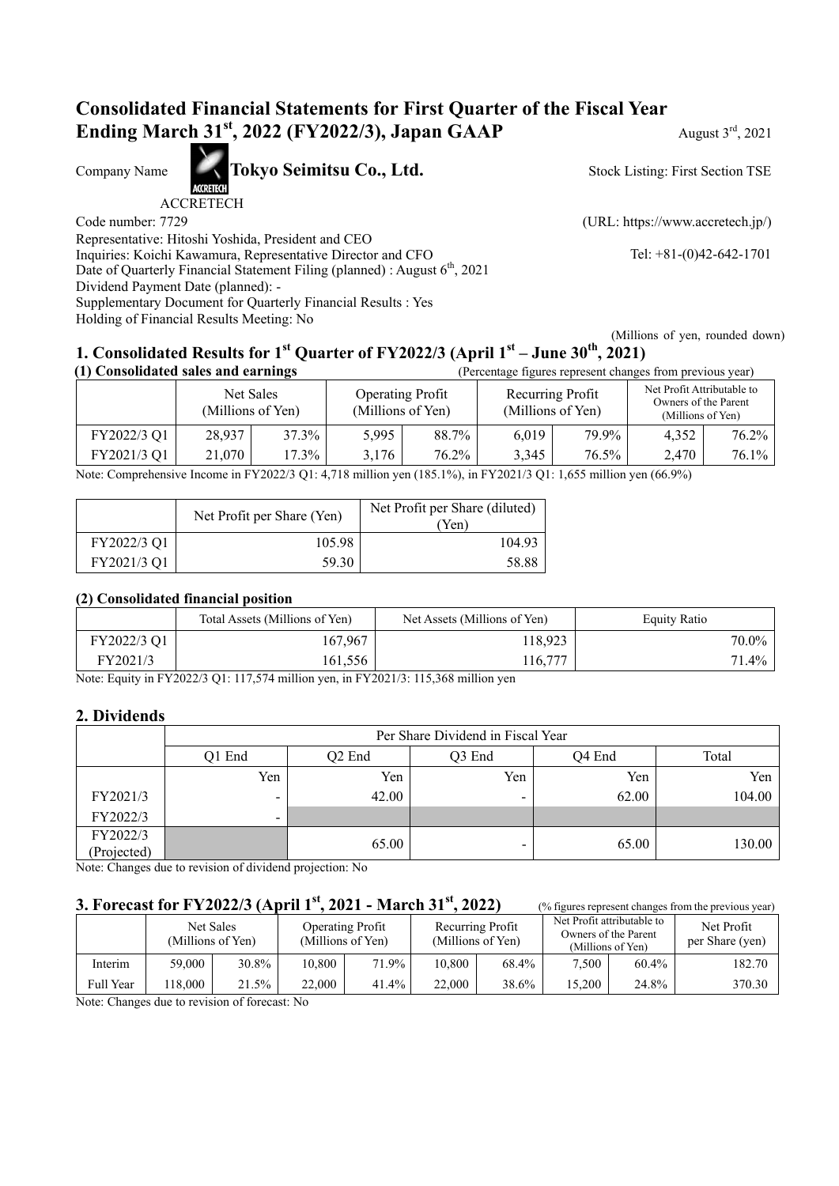# Consolidated Financial Statements for First Quarter of the Fiscal Year Ending March 31st, 2022 (FY2022/3), Japan GAAP

August 3rd, 2021

Company Name **Tokyo Seimitsu Co., Ltd.** Stock Listing: First Section TSE

ACCRETECH

Code number: 7729 (URL: https://www.accretech.jp/)

Representative: Hitoshi Yoshida, President and CEO

Inquiries: Koichi Kawamura, Representative Director and CFO Tel: +81-(0)42-642-1701

Date of Quarterly Financial Statement Filing (planned) : August 6th, 2021

Dividend Payment Date (planned): -

Supplementary Document for Quarterly Financial Results : Yes

Holding of Financial Results Meeting: No

(Millions of yen, rounded down)

## 1. Consolidated Results for 1st Quarter of FY2022/3 (April 1st – June 30th, 2021)

### (1) Consolidated sales and earnings

(Percentage figures represent changes from previous year)

| | Net Sales (Millions of Yen) | | Operating Profit (Millions of Yen) | | Recurring Profit (Millions of Yen) | | Net Profit Attributable to Owners of the Parent (Millions of Yen) | |
|---|---|---|---|---|---|---|---|---|
| FY2022/3 Q1 | 28,937 | 37.3% | 5,995 | 88.7% | 6,019 | 79.9% | 4,352 | 76.2% |
| FY2021/3 Q1 | 21,070 | 17.3% | 3,176 | 76.2% | 3,345 | 76.5% | 2,470 | 76.1% |

Note: Comprehensive Income in FY2022/3 Q1: 4,718 million yen (185.1%), in FY2021/3 Q1: 1,655 million yen (66.9%)

| | Net Profit per Share (Yen) | Net Profit per Share (diluted) (Yen) |
|---|---|---|
| FY2022/3 Q1 | 105.98 | 104.93 |
| FY2021/3 Q1 | 59.30 | 58.88 |

### (2) Consolidated financial position

| | Total Assets (Millions of Yen) | Net Assets (Millions of Yen) | Equity Ratio |
|---|---|---|---|
| FY2022/3 Q1 | 167,967 | 118,923 | 70.0% |
| FY2021/3 | 161,556 | 116,777 | 71.4% |

Note: Equity in FY2022/3 Q1: 117,574 million yen, in FY2021/3: 115,368 million yen

## 2. Dividends

| | Per Share Dividend in Fiscal Year | | | | |
|---|---|---|---|---|---|
| | Q1 End | Q2 End | Q3 End | Q4 End | Total |
| | Yen | Yen | Yen | Yen | Yen |
| FY2021/3 | - | 42.00 | - | 62.00 | 104.00 |
| FY2022/3 | - | | | | |
| FY2022/3 (Projected) | | 65.00 | - | 65.00 | 130.00 |

Note: Changes due to revision of dividend projection: No

## 3. Forecast for FY2022/3 (April 1st, 2021 - March 31st, 2022)

(% figures represent changes from the previous year)

| | Net Sales (Millions of Yen) | | Operating Profit (Millions of Yen) | | Recurring Profit (Millions of Yen) | | Net Profit attributable to Owners of the Parent (Millions of Yen) | | Net Profit per Share (yen) |
|---|---|---|---|---|---|---|---|---|---|
| Interim | 59,000 | 30.8% | 10,800 | 71.9% | 10,800 | 68.4% | 7,500 | 60.4% | 182.70 |
| Full Year | 118,000 | 21.5% | 22,000 | 41.4% | 22,000 | 38.6% | 15,200 | 24.8% | 370.30 |

Note: Changes due to revision of forecast: No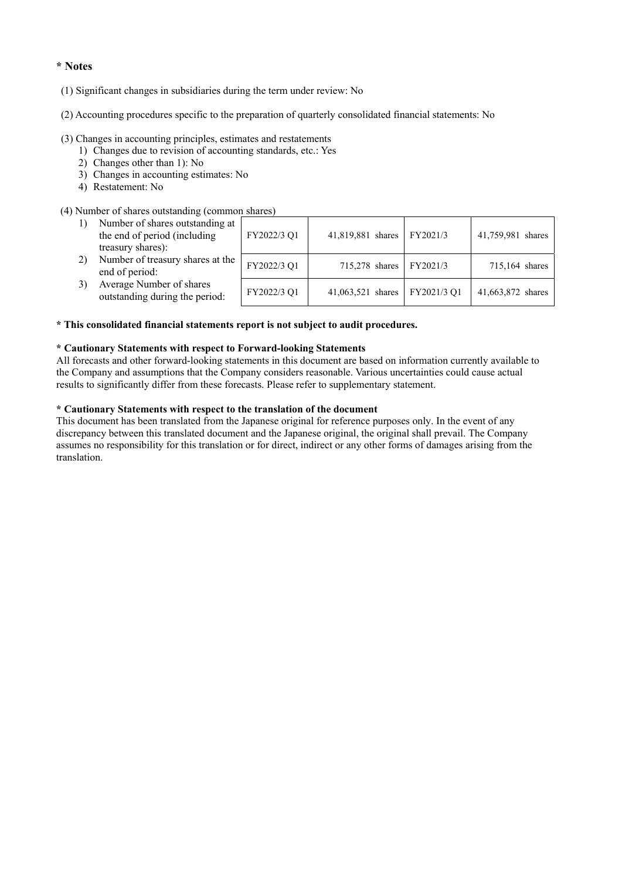## * Notes

(1) Significant changes in subsidiaries during the term under review: No

(2) Accounting procedures specific to the preparation of quarterly consolidated financial statements: No

(3) Changes in accounting principles, estimates and restatements

1) Changes due to revision of accounting standards, etc.: Yes
2) Changes other than 1): No
3) Changes in accounting estimates: No
4) Restatement: No

(4) Number of shares outstanding (common shares)

| | | | | |
|---|---|---|---|---|
| 1) Number of shares outstanding at the end of period (including treasury shares): | FY2022/3 Q1 | 41,819,881 shares | FY2021/3 | 41,759,981 shares |
| 2) Number of treasury shares at the end of period: | FY2022/3 Q1 | 715,278 shares | FY2021/3 | 715,164 shares |
| 3) Average Number of shares outstanding during the period: | FY2022/3 Q1 | 41,063,521 shares | FY2021/3 Q1 | 41,663,872 shares |

**\* This consolidated financial statements report is not subject to audit procedures.**

**\* Cautionary Statements with respect to Forward-looking Statements**

All forecasts and other forward-looking statements in this document are based on information currently available to the Company and assumptions that the Company considers reasonable. Various uncertainties could cause actual results to significantly differ from these forecasts. Please refer to supplementary statement.

**\* Cautionary Statements with respect to the translation of the document**

This document has been translated from the Japanese original for reference purposes only. In the event of any discrepancy between this translated document and the Japanese original, the original shall prevail. The Company assumes no responsibility for this translation or for direct, indirect or any other forms of damages arising from the translation.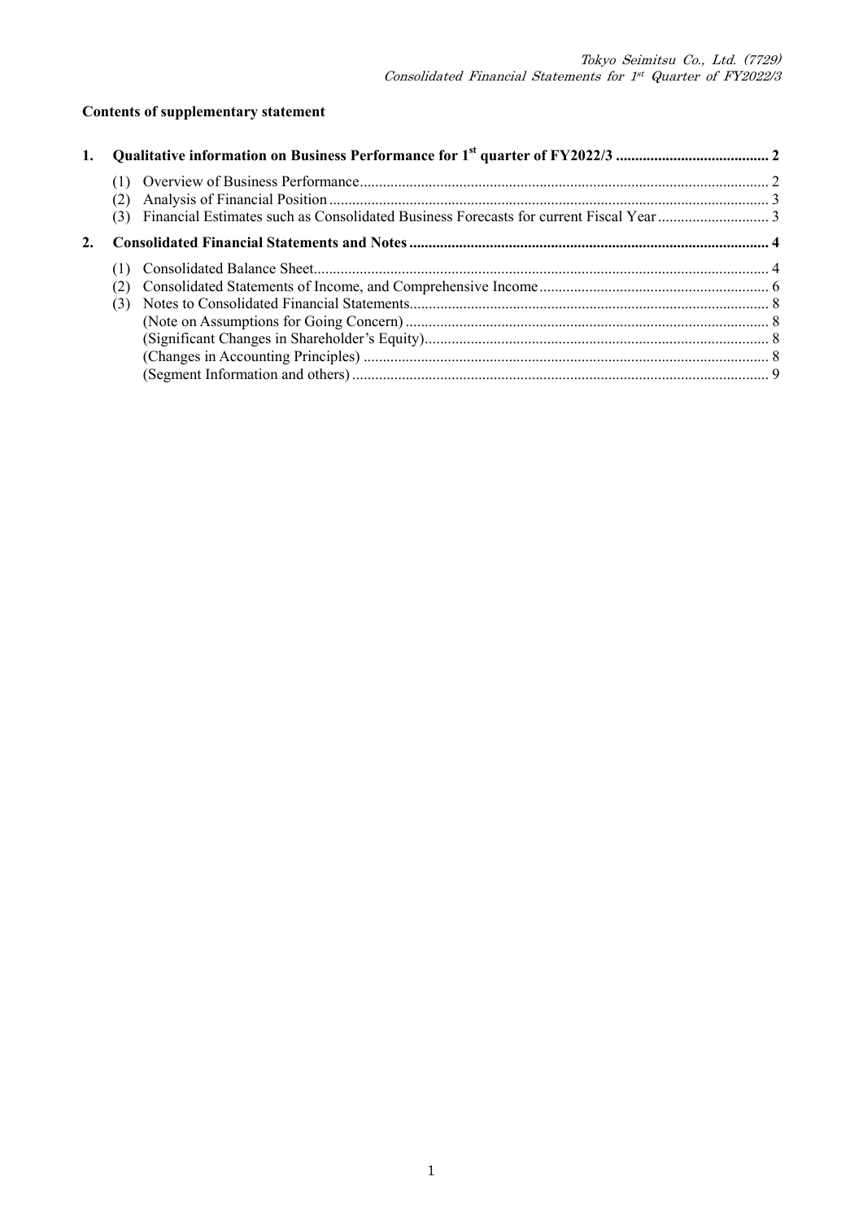**Contents of supplementary statement**

1. **Qualitative information on Business Performance for 1st quarter of FY2022/3 ........................................ 2**
   - (1) Overview of Business Performance.......................................................................................................... 2
   - (2) Analysis of Financial Position .................................................................................................................. 3
   - (3) Financial Estimates such as Consolidated Business Forecasts for current Fiscal Year ............................ 3
2. **Consolidated Financial Statements and Notes .............................................................................................. 4**
   - (1) Consolidated Balance Sheet...................................................................................................................... 4
   - (2) Consolidated Statements of Income, and Comprehensive Income........................................................... 6
   - (3) Notes to Consolidated Financial Statements............................................................................................. 8
     - (Note on Assumptions for Going Concern) .............................................................................................. 8
     - (Significant Changes in Shareholder's Equity)......................................................................................... 8
     - (Changes in Accounting Principles) ......................................................................................................... 8
     - (Segment Information and others) ........................................................................................................... 9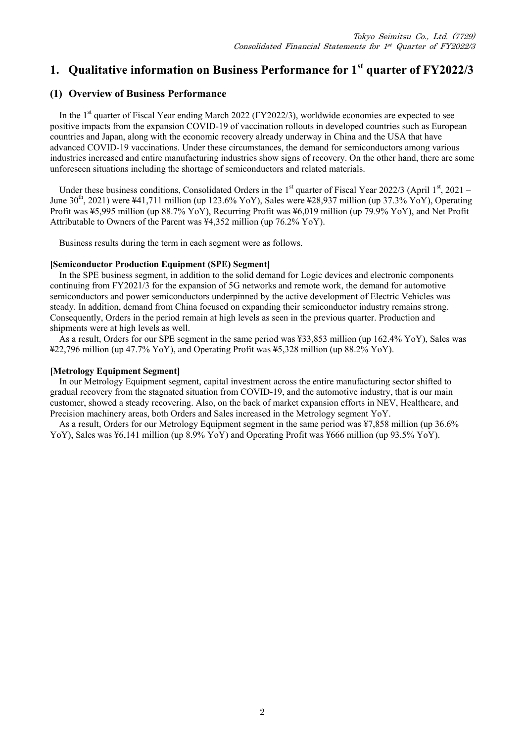# 1. Qualitative information on Business Performance for 1st quarter of FY2022/3

## (1) Overview of Business Performance

In the 1st quarter of Fiscal Year ending March 2022 (FY2022/3), worldwide economies are expected to see positive impacts from the expansion COVID-19 of vaccination rollouts in developed countries such as European countries and Japan, along with the economic recovery already underway in China and the USA that have advanced COVID-19 vaccinations. Under these circumstances, the demand for semiconductors among various industries increased and entire manufacturing industries show signs of recovery. On the other hand, there are some unforeseen situations including the shortage of semiconductors and related materials.

Under these business conditions, Consolidated Orders in the 1st quarter of Fiscal Year 2022/3 (April 1st, 2021 – June 30th, 2021) were ¥41,711 million (up 123.6% YoY), Sales were ¥28,937 million (up 37.3% YoY), Operating Profit was ¥5,995 million (up 88.7% YoY), Recurring Profit was ¥6,019 million (up 79.9% YoY), and Net Profit Attributable to Owners of the Parent was ¥4,352 million (up 76.2% YoY).

Business results during the term in each segment were as follows.

**[Semiconductor Production Equipment (SPE) Segment]**

In the SPE business segment, in addition to the solid demand for Logic devices and electronic components continuing from FY2021/3 for the expansion of 5G networks and remote work, the demand for automotive semiconductors and power semiconductors underpinned by the active development of Electric Vehicles was steady. In addition, demand from China focused on expanding their semiconductor industry remains strong. Consequently, Orders in the period remain at high levels as seen in the previous quarter. Production and shipments were at high levels as well.

As a result, Orders for our SPE segment in the same period was ¥33,853 million (up 162.4% YoY), Sales was ¥22,796 million (up 47.7% YoY), and Operating Profit was ¥5,328 million (up 88.2% YoY).

**[Metrology Equipment Segment]**

In our Metrology Equipment segment, capital investment across the entire manufacturing sector shifted to gradual recovery from the stagnated situation from COVID-19, and the automotive industry, that is our main customer, showed a steady recovering. Also, on the back of market expansion efforts in NEV, Healthcare, and Precision machinery areas, both Orders and Sales increased in the Metrology segment YoY.

As a result, Orders for our Metrology Equipment segment in the same period was ¥7,858 million (up 36.6% YoY), Sales was ¥6,141 million (up 8.9% YoY) and Operating Profit was ¥666 million (up 93.5% YoY).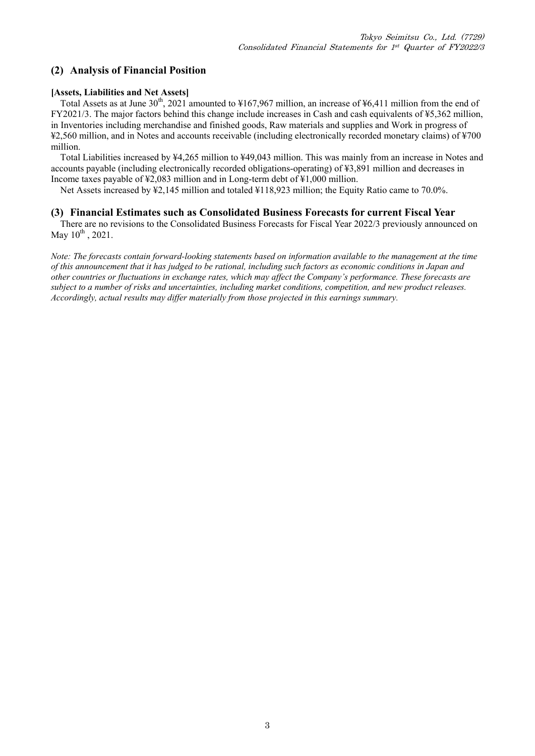## (2) Analysis of Financial Position

**[Assets, Liabilities and Net Assets]**

Total Assets as at June 30th, 2021 amounted to ¥167,967 million, an increase of ¥6,411 million from the end of FY2021/3. The major factors behind this change include increases in Cash and cash equivalents of ¥5,362 million, in Inventories including merchandise and finished goods, Raw materials and supplies and Work in progress of ¥2,560 million, and in Notes and accounts receivable (including electronically recorded monetary claims) of ¥700 million.

Total Liabilities increased by ¥4,265 million to ¥49,043 million. This was mainly from an increase in Notes and accounts payable (including electronically recorded obligations-operating) of ¥3,891 million and decreases in Income taxes payable of ¥2,083 million and in Long-term debt of ¥1,000 million.

Net Assets increased by ¥2,145 million and totaled ¥118,923 million; the Equity Ratio came to 70.0%.

## (3) Financial Estimates such as Consolidated Business Forecasts for current Fiscal Year

There are no revisions to the Consolidated Business Forecasts for Fiscal Year 2022/3 previously announced on May 10th , 2021.

*Note: The forecasts contain forward-looking statements based on information available to the management at the time of this announcement that it has judged to be rational, including such factors as economic conditions in Japan and other countries or fluctuations in exchange rates, which may affect the Company's performance. These forecasts are subject to a number of risks and uncertainties, including market conditions, competition, and new product releases. Accordingly, actual results may differ materially from those projected in this earnings summary.*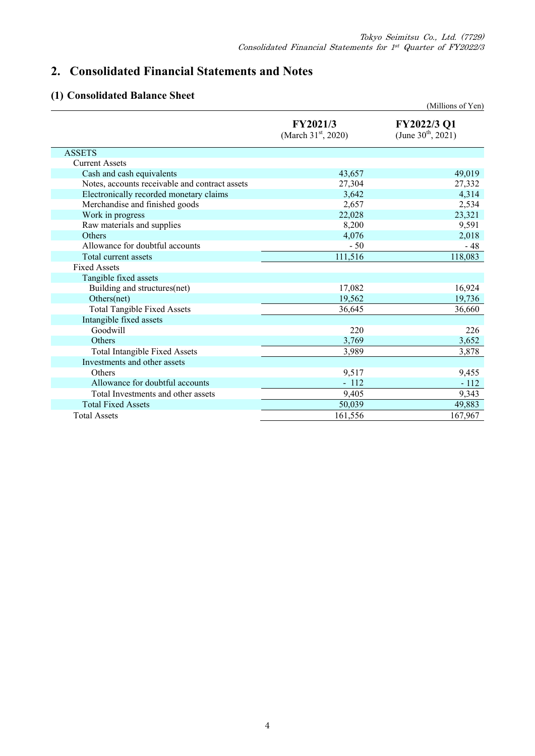## 2. Consolidated Financial Statements and Notes

### (1) Consolidated Balance Sheet

(Millions of Yen)

| | FY2021/3 (March 31st, 2020) | FY2022/3 Q1 (June 30th, 2021) |
|---|---|---|
| ASSETS | | |
| Current Assets | | |
| Cash and cash equivalents | 43,657 | 49,019 |
| Notes, accounts receivable and contract assets | 27,304 | 27,332 |
| Electronically recorded monetary claims | 3,642 | 4,314 |
| Merchandise and finished goods | 2,657 | 2,534 |
| Work in progress | 22,028 | 23,321 |
| Raw materials and supplies | 8,200 | 9,591 |
| Others | 4,076 | 2,018 |
| Allowance for doubtful accounts | - 50 | - 48 |
| Total current assets | 111,516 | 118,083 |
| Fixed Assets | | |
| Tangible fixed assets | | |
| Building and structures(net) | 17,082 | 16,924 |
| Others(net) | 19,562 | 19,736 |
| Total Tangible Fixed Assets | 36,645 | 36,660 |
| Intangible fixed assets | | |
| Goodwill | 220 | 226 |
| Others | 3,769 | 3,652 |
| Total Intangible Fixed Assets | 3,989 | 3,878 |
| Investments and other assets | | |
| Others | 9,517 | 9,455 |
| Allowance for doubtful accounts | - 112 | - 112 |
| Total Investments and other assets | 9,405 | 9,343 |
| Total Fixed Assets | 50,039 | 49,883 |
| Total Assets | 161,556 | 167,967 |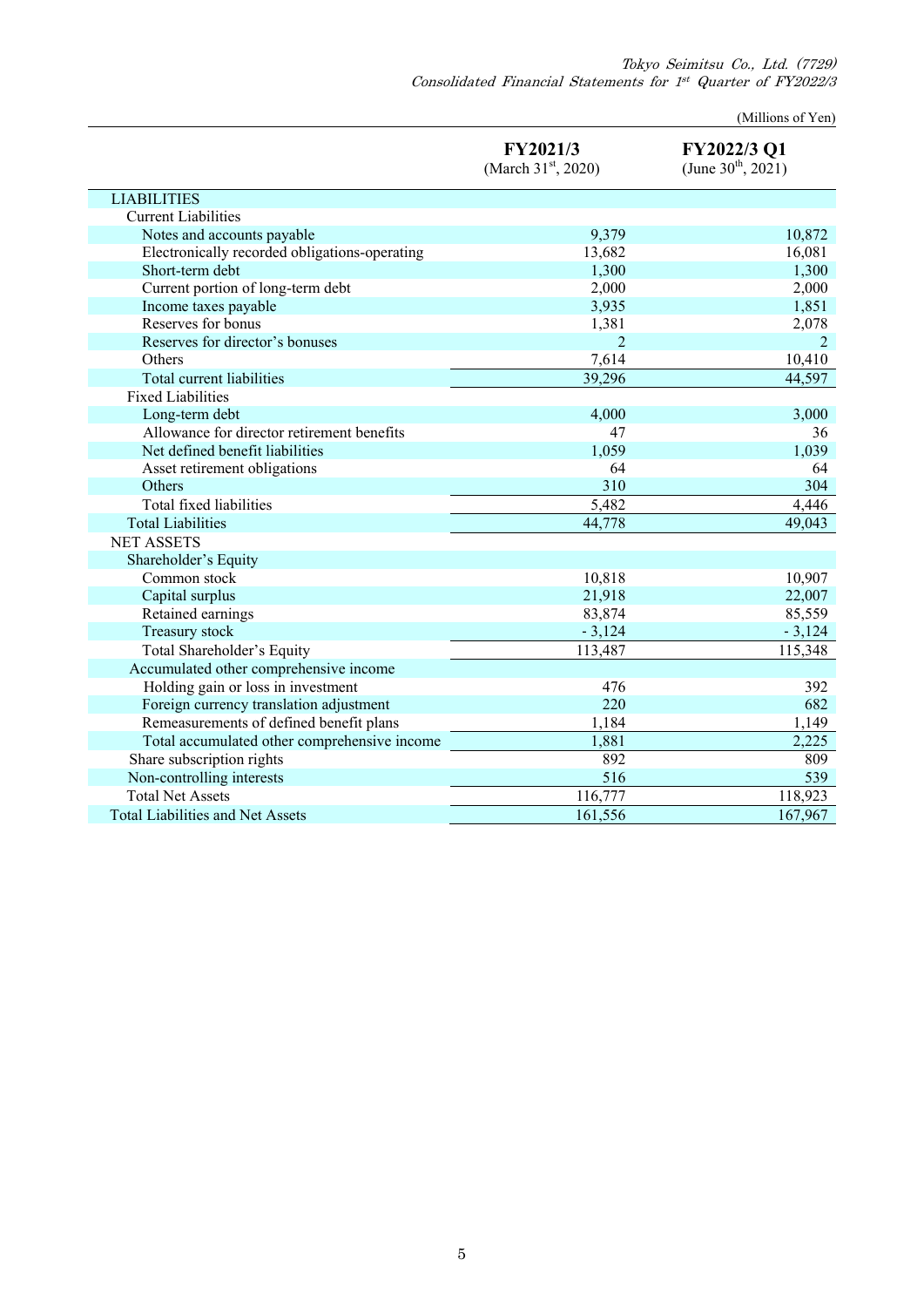(Millions of Yen)

| | FY2021/3 (March 31st, 2020) | FY2022/3 Q1 (June 30th, 2021) |
|---|---|---|
| LIABILITIES | | |
| Current Liabilities | | |
| Notes and accounts payable | 9,379 | 10,872 |
| Electronically recorded obligations-operating | 13,682 | 16,081 |
| Short-term debt | 1,300 | 1,300 |
| Current portion of long-term debt | 2,000 | 2,000 |
| Income taxes payable | 3,935 | 1,851 |
| Reserves for bonus | 1,381 | 2,078 |
| Reserves for director's bonuses | 2 | 2 |
| Others | 7,614 | 10,410 |
| Total current liabilities | 39,296 | 44,597 |
| Fixed Liabilities | | |
| Long-term debt | 4,000 | 3,000 |
| Allowance for director retirement benefits | 47 | 36 |
| Net defined benefit liabilities | 1,059 | 1,039 |
| Asset retirement obligations | 64 | 64 |
| Others | 310 | 304 |
| Total fixed liabilities | 5,482 | 4,446 |
| Total Liabilities | 44,778 | 49,043 |
| NET ASSETS | | |
| Shareholder's Equity | | |
| Common stock | 10,818 | 10,907 |
| Capital surplus | 21,918 | 22,007 |
| Retained earnings | 83,874 | 85,559 |
| Treasury stock | - 3,124 | - 3,124 |
| Total Shareholder's Equity | 113,487 | 115,348 |
| Accumulated other comprehensive income | | |
| Holding gain or loss in investment | 476 | 392 |
| Foreign currency translation adjustment | 220 | 682 |
| Remeasurements of defined benefit plans | 1,184 | 1,149 |
| Total accumulated other comprehensive income | 1,881 | 2,225 |
| Share subscription rights | 892 | 809 |
| Non-controlling interests | 516 | 539 |
| Total Net Assets | 116,777 | 118,923 |
| Total Liabilities and Net Assets | 161,556 | 167,967 |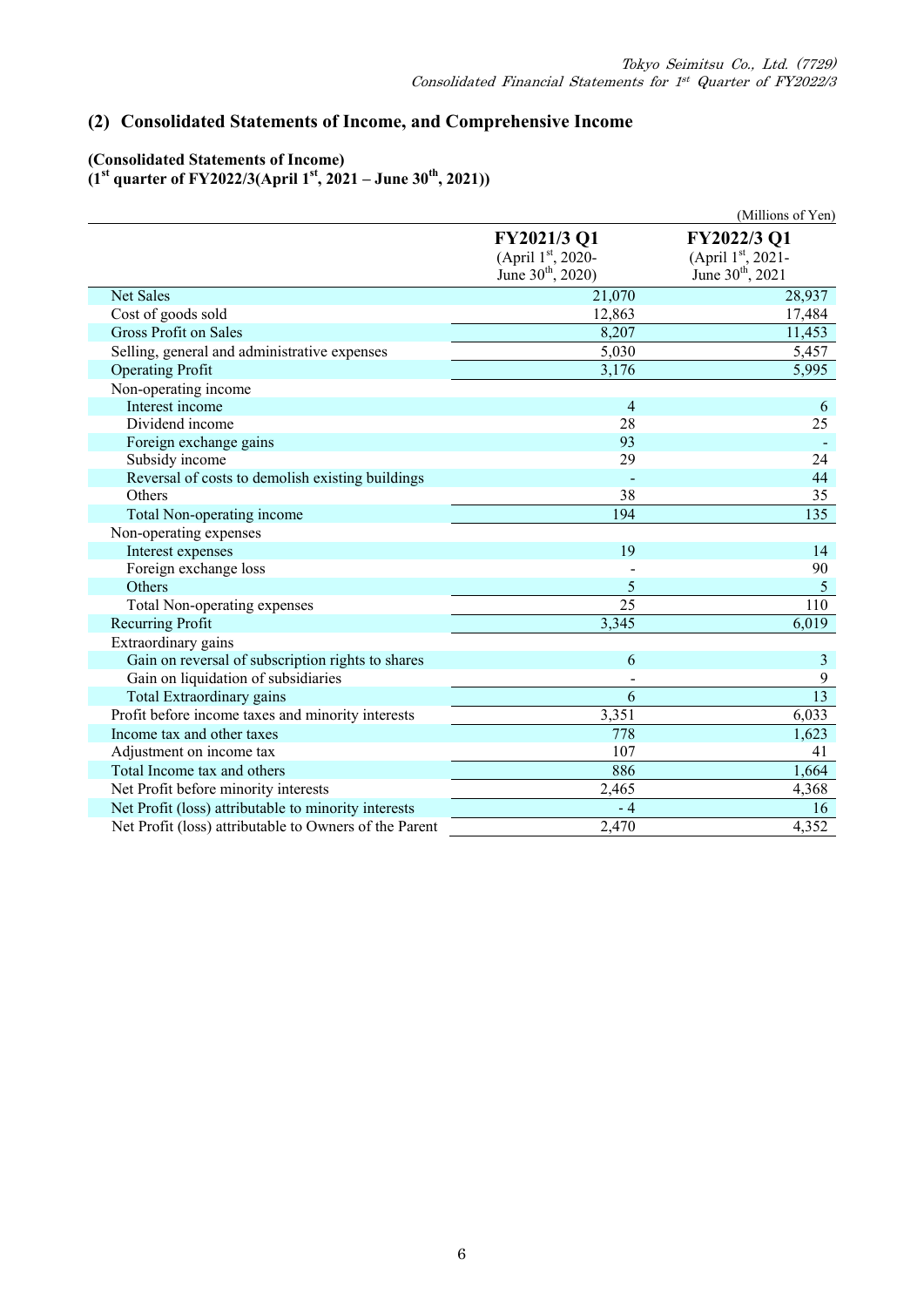## (2) Consolidated Statements of Income, and Comprehensive Income

### (Consolidated Statements of Income)

**(1st quarter of FY2022/3(April 1st, 2021 – June 30th, 2021))**

(Millions of Yen)

| | FY2021/3 Q1 (April 1st, 2020- June 30th, 2020) | FY2022/3 Q1 (April 1st, 2021- June 30th, 2021 |
|---|---|---|
| Net Sales | 21,070 | 28,937 |
| Cost of goods sold | 12,863 | 17,484 |
| Gross Profit on Sales | 8,207 | 11,453 |
| Selling, general and administrative expenses | 5,030 | 5,457 |
| Operating Profit | 3,176 | 5,995 |
| Non-operating income | | |
| Interest income | 4 | 6 |
| Dividend income | 28 | 25 |
| Foreign exchange gains | 93 | - |
| Subsidy income | 29 | 24 |
| Reversal of costs to demolish existing buildings | - | 44 |
| Others | 38 | 35 |
| Total Non-operating income | 194 | 135 |
| Non-operating expenses | | |
| Interest expenses | 19 | 14 |
| Foreign exchange loss | - | 90 |
| Others | 5 | 5 |
| Total Non-operating expenses | 25 | 110 |
| Recurring Profit | 3,345 | 6,019 |
| Extraordinary gains | | |
| Gain on reversal of subscription rights to shares | 6 | 3 |
| Gain on liquidation of subsidiaries | - | 9 |
| Total Extraordinary gains | 6 | 13 |
| Profit before income taxes and minority interests | 3,351 | 6,033 |
| Income tax and other taxes | 778 | 1,623 |
| Adjustment on income tax | 107 | 41 |
| Total Income tax and others | 886 | 1,664 |
| Net Profit before minority interests | 2,465 | 4,368 |
| Net Profit (loss) attributable to minority interests | - 4 | 16 |
| Net Profit (loss) attributable to Owners of the Parent | 2,470 | 4,352 |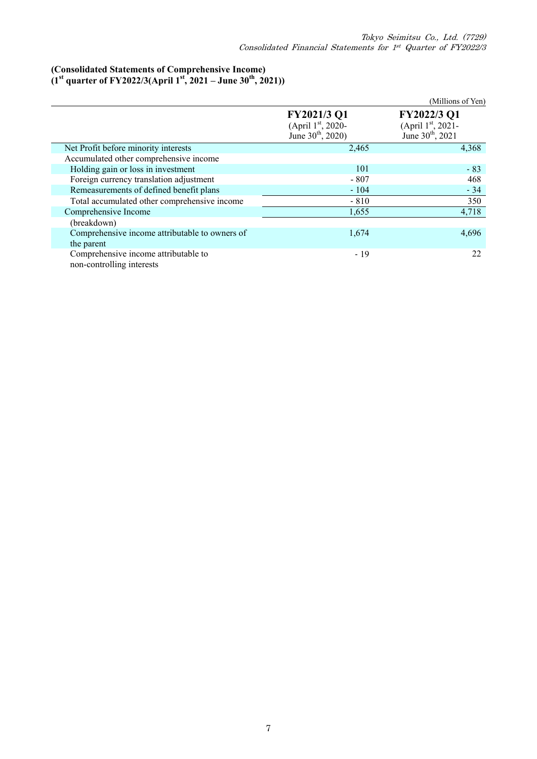### (Consolidated Statements of Comprehensive Income)
### (1st quarter of FY2022/3(April 1st, 2021 – June 30th, 2021))

(Millions of Yen)

| | FY2021/3 Q1 (April 1st, 2020- June 30th, 2020) | FY2022/3 Q1 (April 1st, 2021- June 30th, 2021 |
|---|---|---|
| Net Profit before minority interests | 2,465 | 4,368 |
| Accumulated other comprehensive income | | |
| Holding gain or loss in investment | 101 | - 83 |
| Foreign currency translation adjustment | - 807 | 468 |
| Remeasurements of defined benefit plans | - 104 | - 34 |
| Total accumulated other comprehensive income | - 810 | 350 |
| Comprehensive Income | 1,655 | 4,718 |
| (breakdown) | | |
| Comprehensive income attributable to owners of the parent | 1,674 | 4,696 |
| Comprehensive income attributable to non-controlling interests | - 19 | 22 |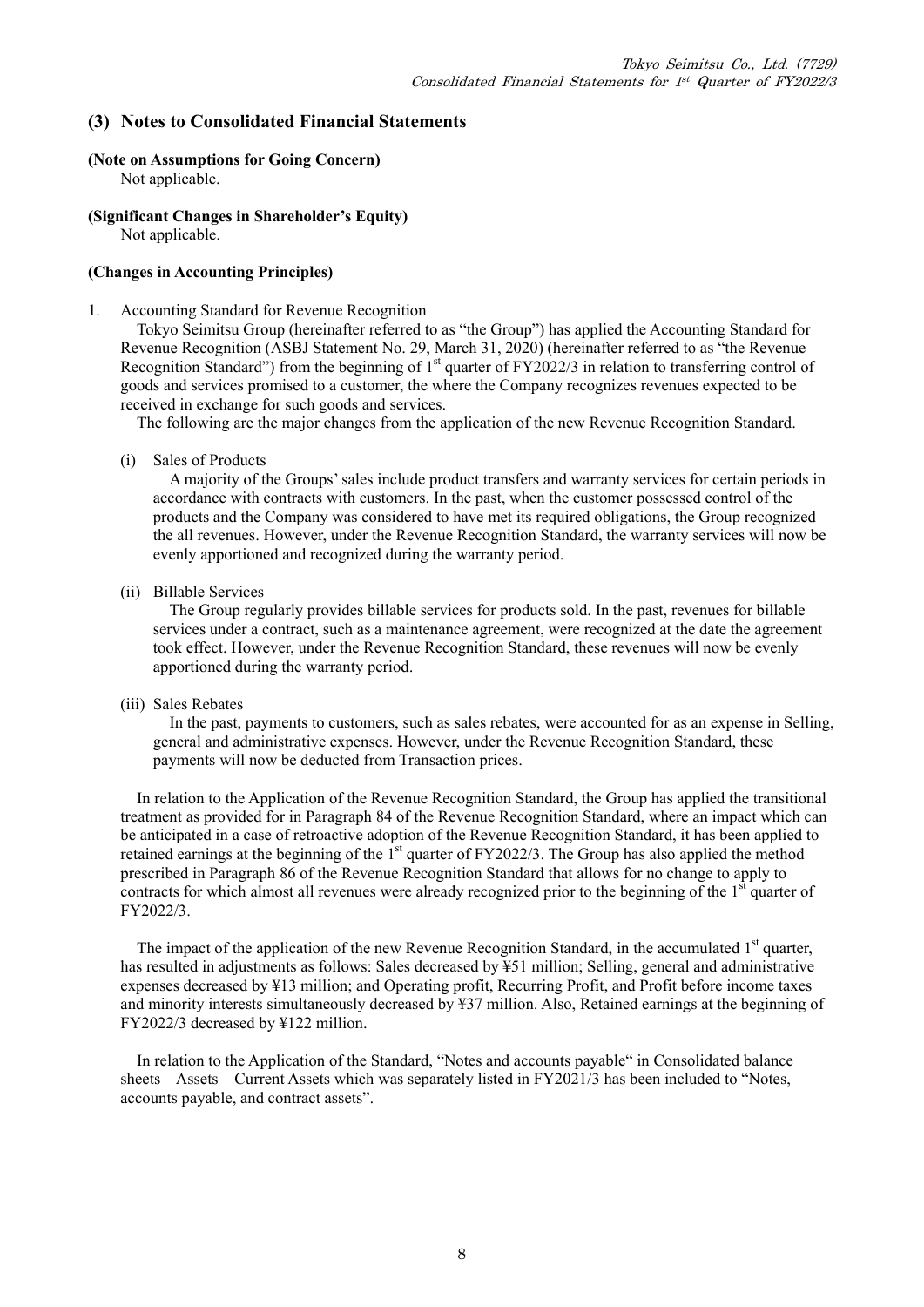## (3) Notes to Consolidated Financial Statements

**(Note on Assumptions for Going Concern)**
Not applicable.

**(Significant Changes in Shareholder's Equity)**
Not applicable.

**(Changes in Accounting Principles)**

1. Accounting Standard for Revenue Recognition

Tokyo Seimitsu Group (hereinafter referred to as "the Group") has applied the Accounting Standard for Revenue Recognition (ASBJ Statement No. 29, March 31, 2020) (hereinafter referred to as "the Revenue Recognition Standard") from the beginning of 1st quarter of FY2022/3 in relation to transferring control of goods and services promised to a customer, the where the Company recognizes revenues expected to be received in exchange for such goods and services.

The following are the major changes from the application of the new Revenue Recognition Standard.

(i) Sales of Products

A majority of the Groups' sales include product transfers and warranty services for certain periods in accordance with contracts with customers. In the past, when the customer possessed control of the products and the Company was considered to have met its required obligations, the Group recognized the all revenues. However, under the Revenue Recognition Standard, the warranty services will now be evenly apportioned and recognized during the warranty period.

(ii) Billable Services

The Group regularly provides billable services for products sold. In the past, revenues for billable services under a contract, such as a maintenance agreement, were recognized at the date the agreement took effect. However, under the Revenue Recognition Standard, these revenues will now be evenly apportioned during the warranty period.

(iii) Sales Rebates

In the past, payments to customers, such as sales rebates, were accounted for as an expense in Selling, general and administrative expenses. However, under the Revenue Recognition Standard, these payments will now be deducted from Transaction prices.

In relation to the Application of the Revenue Recognition Standard, the Group has applied the transitional treatment as provided for in Paragraph 84 of the Revenue Recognition Standard, where an impact which can be anticipated in a case of retroactive adoption of the Revenue Recognition Standard, it has been applied to retained earnings at the beginning of the 1st quarter of FY2022/3. The Group has also applied the method prescribed in Paragraph 86 of the Revenue Recognition Standard that allows for no change to apply to contracts for which almost all revenues were already recognized prior to the beginning of the 1st quarter of FY2022/3.

The impact of the application of the new Revenue Recognition Standard, in the accumulated 1st quarter, has resulted in adjustments as follows: Sales decreased by ¥51 million; Selling, general and administrative expenses decreased by ¥13 million; and Operating profit, Recurring Profit, and Profit before income taxes and minority interests simultaneously decreased by ¥37 million. Also, Retained earnings at the beginning of FY2022/3 decreased by ¥122 million.

In relation to the Application of the Standard, "Notes and accounts payable" in Consolidated balance sheets – Assets – Current Assets which was separately listed in FY2021/3 has been included to "Notes, accounts payable, and contract assets".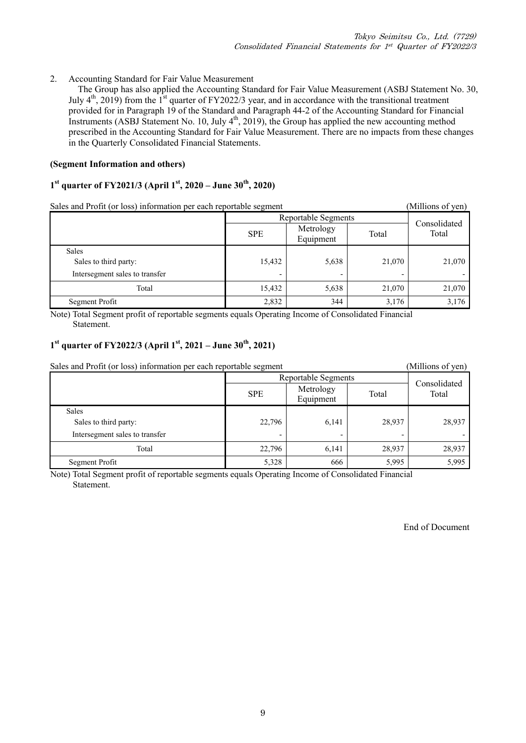2. Accounting Standard for Fair Value Measurement

The Group has also applied the Accounting Standard for Fair Value Measurement (ASBJ Statement No. 30, July 4th, 2019) from the 1st quarter of FY2022/3 year, and in accordance with the transitional treatment provided for in Paragraph 19 of the Standard and Paragraph 44-2 of the Accounting Standard for Financial Instruments (ASBJ Statement No. 10, July 4th, 2019), the Group has applied the new accounting method prescribed in the Accounting Standard for Fair Value Measurement. There are no impacts from these changes in the Quarterly Consolidated Financial Statements.

**(Segment Information and others)**

## 1st quarter of FY2021/3 (April 1st, 2020 – June 30th, 2020)

Sales and Profit (or loss) information per each reportable segment (Millions of yen)

| | Reportable Segments | | | Consolidated Total |
|---|---|---|---|---|
| | SPE | Metrology Equipment | Total | |
| Sales<br>Sales to third party: | 15,432 | 5,638 | 21,070 | 21,070 |
| Intersegment sales to transfer | - | - | - | - |
| Total | 15,432 | 5,638 | 21,070 | 21,070 |
| Segment Profit | 2,832 | 344 | 3,176 | 3,176 |

Note) Total Segment profit of reportable segments equals Operating Income of Consolidated Financial Statement.

## 1st quarter of FY2022/3 (April 1st, 2021 – June 30th, 2021)

Sales and Profit (or loss) information per each reportable segment (Millions of yen)

| | Reportable Segments | | | Consolidated Total |
|---|---|---|---|---|
| | SPE | Metrology Equipment | Total | |
| Sales<br>Sales to third party: | 22,796 | 6,141 | 28,937 | 28,937 |
| Intersegment sales to transfer | - | - | - | - |
| Total | 22,796 | 6,141 | 28,937 | 28,937 |
| Segment Profit | 5,328 | 666 | 5,995 | 5,995 |

Note) Total Segment profit of reportable segments equals Operating Income of Consolidated Financial Statement.

End of Document